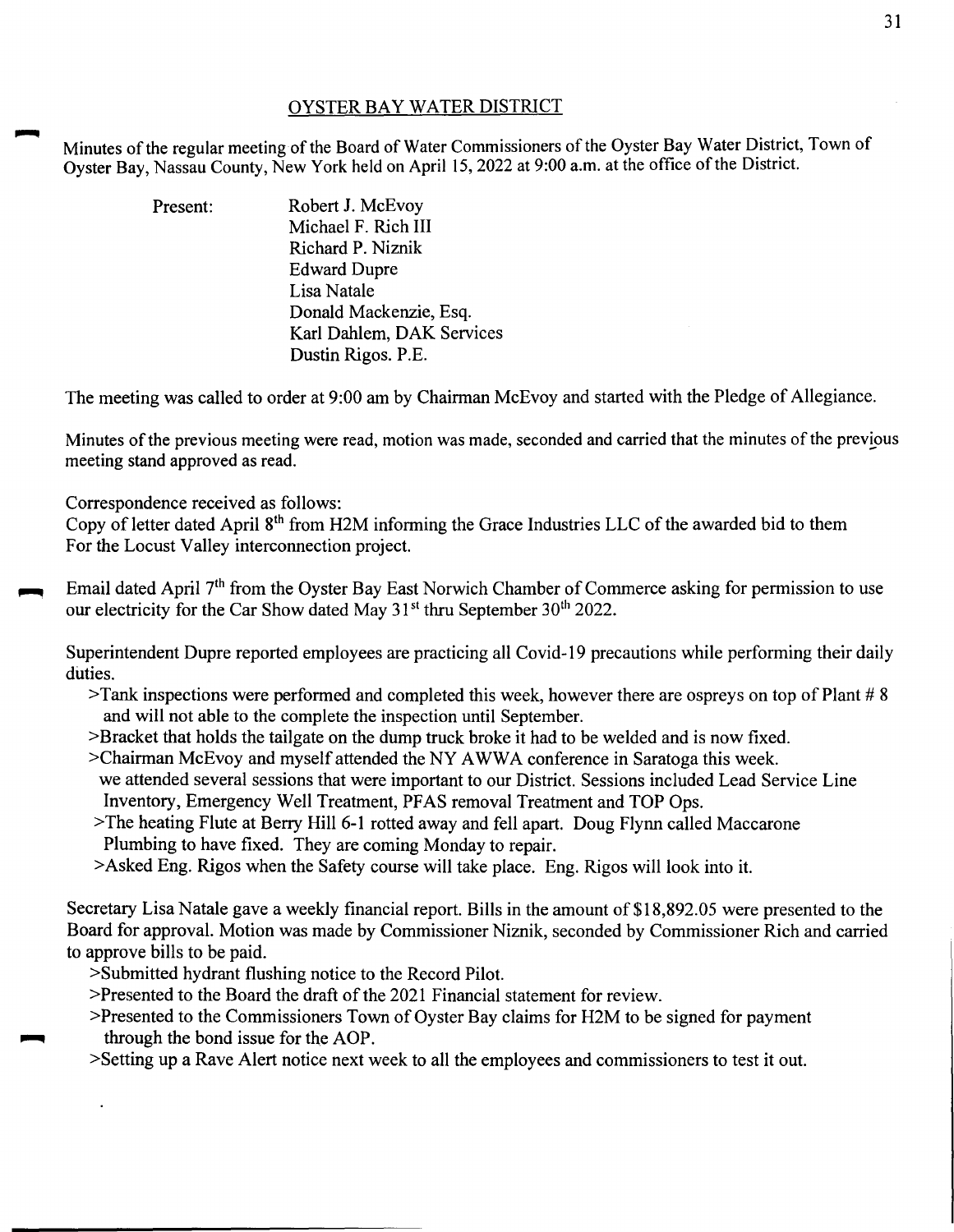## OYSTER BAY WATER DISTRICT

Minutes of the regular meeting of the Board of Water Commissioners of the Oyster Bay Water District, Town of Oyster Bay, Nassau County, New York held on April 15, 2022 at 9:00 a.m. at the office of the District.

Present:
- Robert J. McEvoy
- Michael F. Rich III
- Richard P. Niznik
- Edward Dupre
- Lisa Natale
- Donald Mackenzie, Esq.
- Karl Dahlem, DAK Services
- Dustin Rigos. P.E.

The meeting was called to order at 9:00 am by Chairman McEvoy and started with the Pledge of Allegiance.

Minutes of the previous meeting were read, motion was made, seconded and carried that the minutes of the previous meeting stand approved as read.

Correspondence received as follows:
Copy of letter dated April 8th from H2M informing the Grace Industries LLC of the awarded bid to them For the Locust Valley interconnection project.

Email dated April 7th from the Oyster Bay East Norwich Chamber of Commerce asking for permission to use our electricity for the Car Show dated May 31st thru September 30th 2022.

Superintendent Dupre reported employees are practicing all Covid-19 precautions while performing their daily duties.

>Tank inspections were performed and completed this week, however there are ospreys on top of Plant # 8 and will not able to the complete the inspection until September.
>Bracket that holds the tailgate on the dump truck broke it had to be welded and is now fixed.
>Chairman McEvoy and myself attended the NY AWWA conference in Saratoga this week. we attended several sessions that were important to our District. Sessions included Lead Service Line Inventory, Emergency Well Treatment, PFAS removal Treatment and TOP Ops.
>The heating Flute at Berry Hill 6-1 rotted away and fell apart. Doug Flynn called Maccarone Plumbing to have fixed. They are coming Monday to repair.
>Asked Eng. Rigos when the Safety course will take place. Eng. Rigos will look into it.

Secretary Lisa Natale gave a weekly financial report. Bills in the amount of $18,892.05 were presented to the Board for approval. Motion was made by Commissioner Niznik, seconded by Commissioner Rich and carried to approve bills to be paid.

>Submitted hydrant flushing notice to the Record Pilot.
>Presented to the Board the draft of the 2021 Financial statement for review.
>Presented to the Commissioners Town of Oyster Bay claims for H2M to be signed for payment through the bond issue for the AOP.
>Setting up a Rave Alert notice next week to all the employees and commissioners to test it out.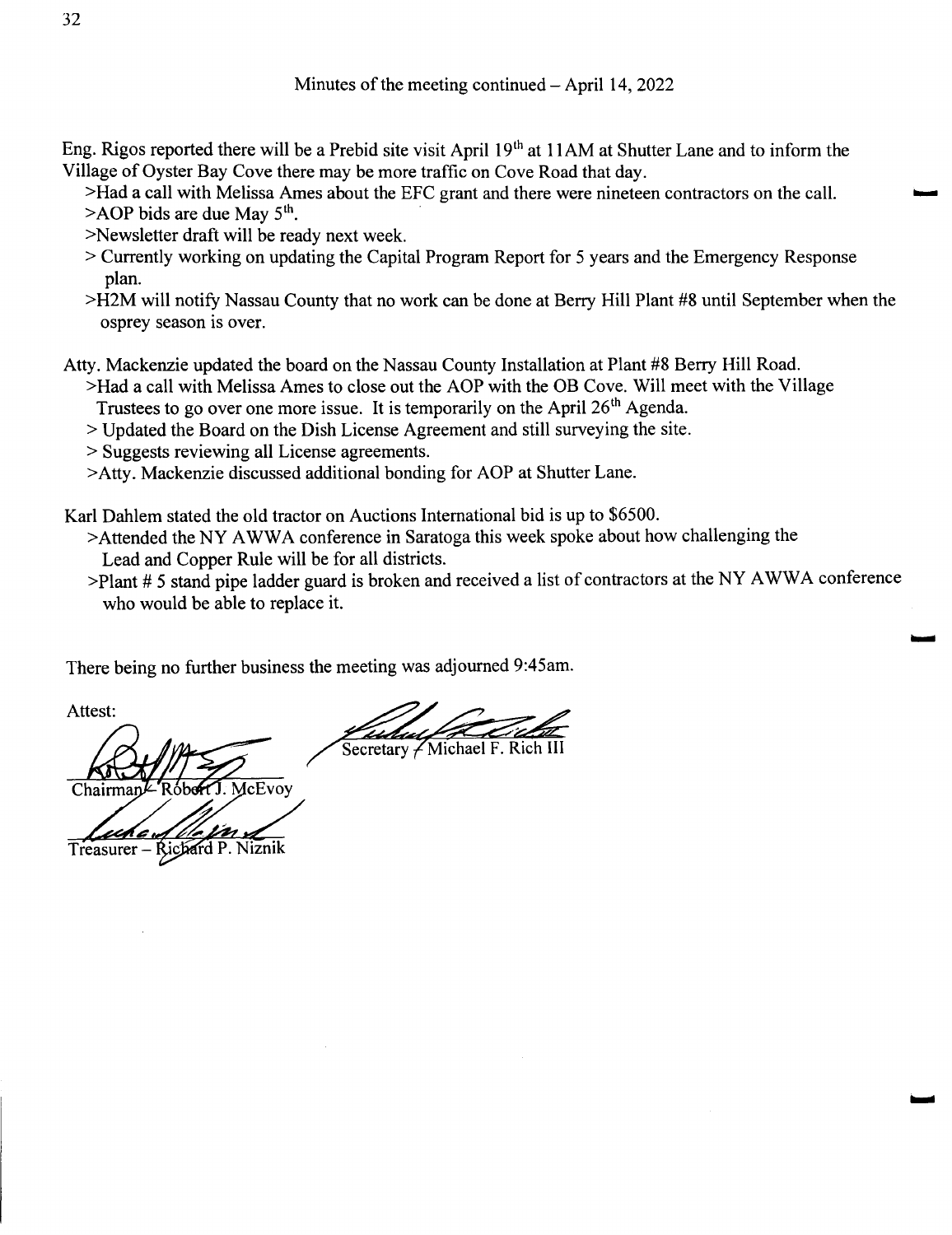Minutes of the meeting continued – April 14, 2022

Eng. Rigos reported there will be a Prebid site visit April 19th at 11AM at Shutter Lane and to inform the Village of Oyster Bay Cove there may be more traffic on Cove Road that day.

>Had a call with Melissa Ames about the EFC grant and there were nineteen contractors on the call.
>AOP bids are due May 5th.
>Newsletter draft will be ready next week.
> Currently working on updating the Capital Program Report for 5 years and the Emergency Response plan.
>H2M will notify Nassau County that no work can be done at Berry Hill Plant #8 until September when the osprey season is over.

Atty. Mackenzie updated the board on the Nassau County Installation at Plant #8 Berry Hill Road.

>Had a call with Melissa Ames to close out the AOP with the OB Cove. Will meet with the Village Trustees to go over one more issue. It is temporarily on the April 26th Agenda.
> Updated the Board on the Dish License Agreement and still surveying the site.
> Suggests reviewing all License agreements.
>Atty. Mackenzie discussed additional bonding for AOP at Shutter Lane.

Karl Dahlem stated the old tractor on Auctions International bid is up to $6500.

>Attended the NY AWWA conference in Saratoga this week spoke about how challenging the Lead and Copper Rule will be for all districts.
>Plant # 5 stand pipe ladder guard is broken and received a list of contractors at the NY AWWA conference who would be able to replace it.

There being no further business the meeting was adjourned 9:45am.

Attest:

Chairman – Robert J. McEvoy

Secretary – Michael F. Rich III

Treasurer – Richard P. Niznik